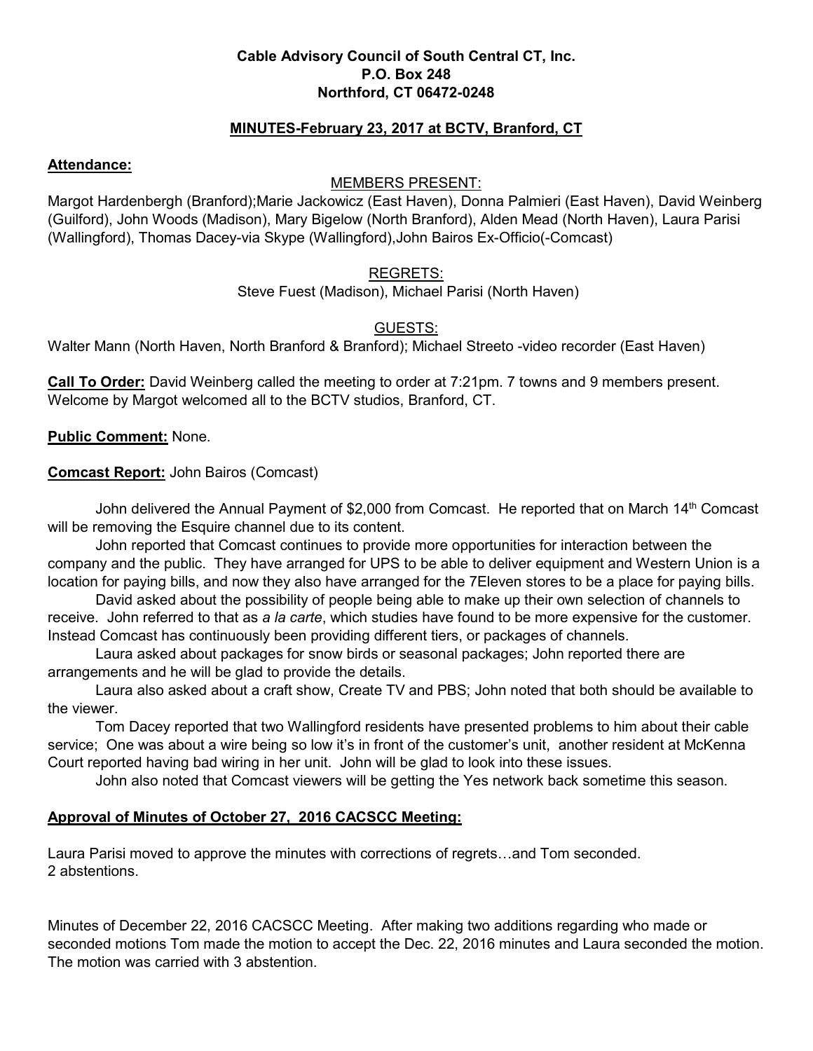**Cable Advisory Council of South Central CT, Inc.**
**P.O. Box 248**
**Northford, CT 06472-0248**

**MINUTES-February 23, 2017 at BCTV, Branford, CT**

**Attendance:**

MEMBERS PRESENT:

Margot Hardenbergh (Branford);Marie Jackowicz (East Haven), Donna Palmieri (East Haven), David Weinberg (Guilford), John Woods (Madison), Mary Bigelow (North Branford), Alden Mead (North Haven), Laura Parisi (Wallingford), Thomas Dacey-via Skype (Wallingford),John Bairos Ex-Officio(-Comcast)

REGRETS:

Steve Fuest (Madison), Michael Parisi (North Haven)

GUESTS:

Walter Mann (North Haven, North Branford & Branford); Michael Streeto -video recorder (East Haven)

**Call To Order:** David Weinberg called the meeting to order at 7:21pm. 7 towns and 9 members present. Welcome by Margot welcomed all to the BCTV studios, Branford, CT.

**Public Comment:** None.

**Comcast Report:** John Bairos (Comcast)

John delivered the Annual Payment of $2,000 from Comcast. He reported that on March 14th Comcast will be removing the Esquire channel due to its content.

John reported that Comcast continues to provide more opportunities for interaction between the company and the public. They have arranged for UPS to be able to deliver equipment and Western Union is a location for paying bills, and now they also have arranged for the 7Eleven stores to be a place for paying bills.

David asked about the possibility of people being able to make up their own selection of channels to receive. John referred to that as *a la carte*, which studies have found to be more expensive for the customer. Instead Comcast has continuously been providing different tiers, or packages of channels.

Laura asked about packages for snow birds or seasonal packages; John reported there are arrangements and he will be glad to provide the details.

Laura also asked about a craft show, Create TV and PBS; John noted that both should be available to the viewer.

Tom Dacey reported that two Wallingford residents have presented problems to him about their cable service; One was about a wire being so low it's in front of the customer's unit, another resident at McKenna Court reported having bad wiring in her unit. John will be glad to look into these issues.

John also noted that Comcast viewers will be getting the Yes network back sometime this season.

**Approval of Minutes of October 27, 2016 CACSCC Meeting:**

Laura Parisi moved to approve the minutes with corrections of regrets…and Tom seconded.
2 abstentions.

Minutes of December 22, 2016 CACSCC Meeting. After making two additions regarding who made or seconded motions Tom made the motion to accept the Dec. 22, 2016 minutes and Laura seconded the motion. The motion was carried with 3 abstention.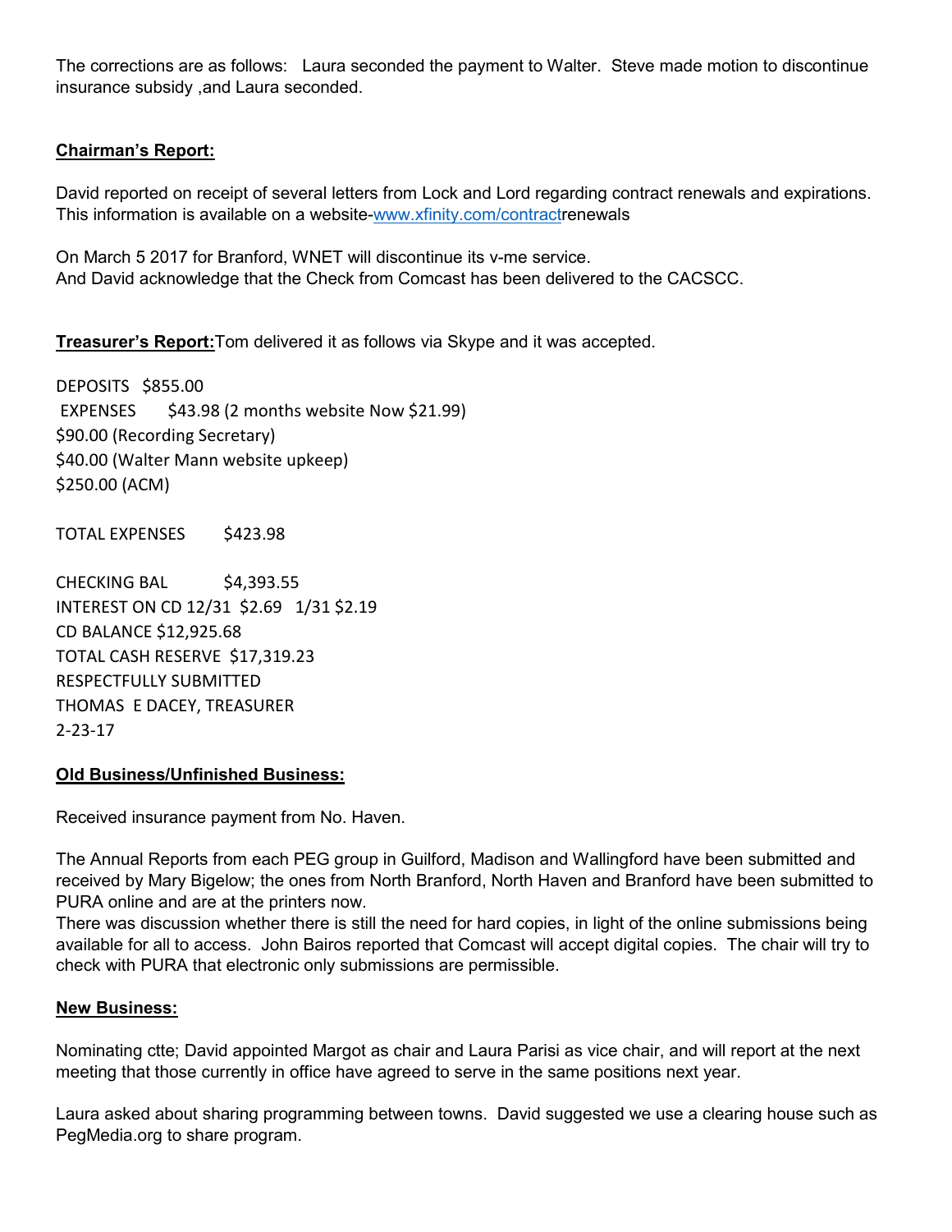The corrections are as follows: Laura seconded the payment to Walter. Steve made motion to discontinue insurance subsidy ,and Laura seconded.

**Chairman's Report:**

David reported on receipt of several letters from Lock and Lord regarding contract renewals and expirations. This information is available on a website-www.xfinity.com/contractrenewals

On March 5 2017 for Branford, WNET will discontinue its v-me service.
And David acknowledge that the Check from Comcast has been delivered to the CACSCC.

**Treasurer's Report:** Tom delivered it as follows via Skype and it was accepted.

DEPOSITS $855.00
EXPENSES $43.98 (2 months website Now $21.99)
$90.00 (Recording Secretary)
$40.00 (Walter Mann website upkeep)
$250.00 (ACM)

TOTAL EXPENSES $423.98

CHECKING BAL $4,393.55
INTEREST ON CD 12/31 $2.69 1/31 $2.19
CD BALANCE $12,925.68
TOTAL CASH RESERVE $17,319.23
RESPECTFULLY SUBMITTED
THOMAS E DACEY, TREASURER
2-23-17

**Old Business/Unfinished Business:**

Received insurance payment from No. Haven.

The Annual Reports from each PEG group in Guilford, Madison and Wallingford have been submitted and received by Mary Bigelow; the ones from North Branford, North Haven and Branford have been submitted to PURA online and are at the printers now.
There was discussion whether there is still the need for hard copies, in light of the online submissions being available for all to access. John Bairos reported that Comcast will accept digital copies. The chair will try to check with PURA that electronic only submissions are permissible.

**New Business:**

Nominating ctte; David appointed Margot as chair and Laura Parisi as vice chair, and will report at the next meeting that those currently in office have agreed to serve in the same positions next year.

Laura asked about sharing programming between towns. David suggested we use a clearing house such as PegMedia.org to share program.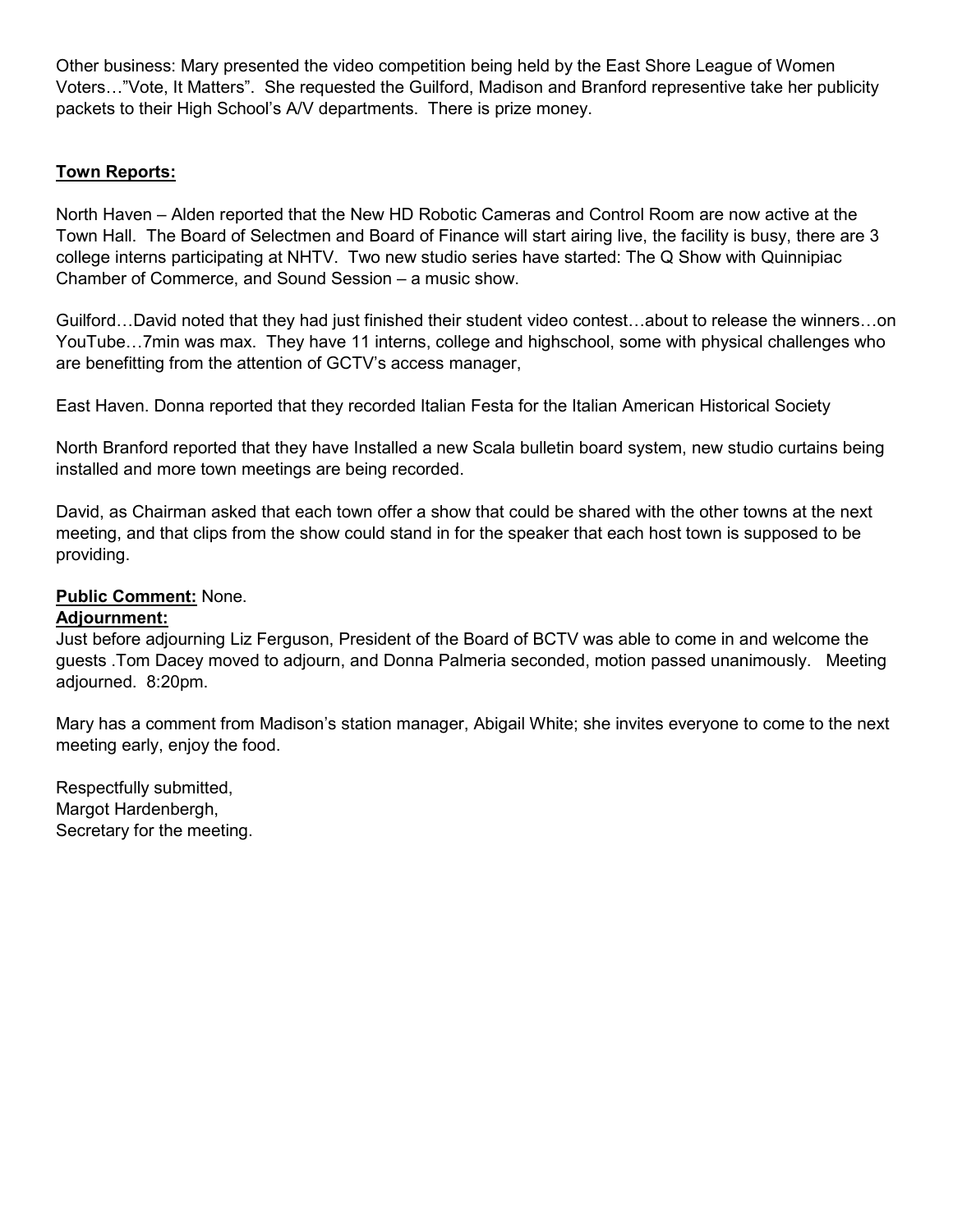Other business: Mary presented the video competition being held by the East Shore League of Women Voters…"Vote, It Matters". She requested the Guilford, Madison and Branford representive take her publicity packets to their High School's A/V departments. There is prize money.

**Town Reports:**

North Haven – Alden reported that the New HD Robotic Cameras and Control Room are now active at the Town Hall. The Board of Selectmen and Board of Finance will start airing live, the facility is busy, there are 3 college interns participating at NHTV. Two new studio series have started: The Q Show with Quinnipiac Chamber of Commerce, and Sound Session – a music show.

Guilford…David noted that they had just finished their student video contest…about to release the winners…on YouTube…7min was max. They have 11 interns, college and highschool, some with physical challenges who are benefitting from the attention of GCTV's access manager,

East Haven. Donna reported that they recorded Italian Festa for the Italian American Historical Society

North Branford reported that they have Installed a new Scala bulletin board system, new studio curtains being installed and more town meetings are being recorded.

David, as Chairman asked that each town offer a show that could be shared with the other towns at the next meeting, and that clips from the show could stand in for the speaker that each host town is supposed to be providing.

**Public Comment:** None.

**Adjournment:**

Just before adjourning Liz Ferguson, President of the Board of BCTV was able to come in and welcome the guests .Tom Dacey moved to adjourn, and Donna Palmeria seconded, motion passed unanimously. Meeting adjourned. 8:20pm.

Mary has a comment from Madison's station manager, Abigail White; she invites everyone to come to the next meeting early, enjoy the food.

Respectfully submitted,
Margot Hardenbergh,
Secretary for the meeting.